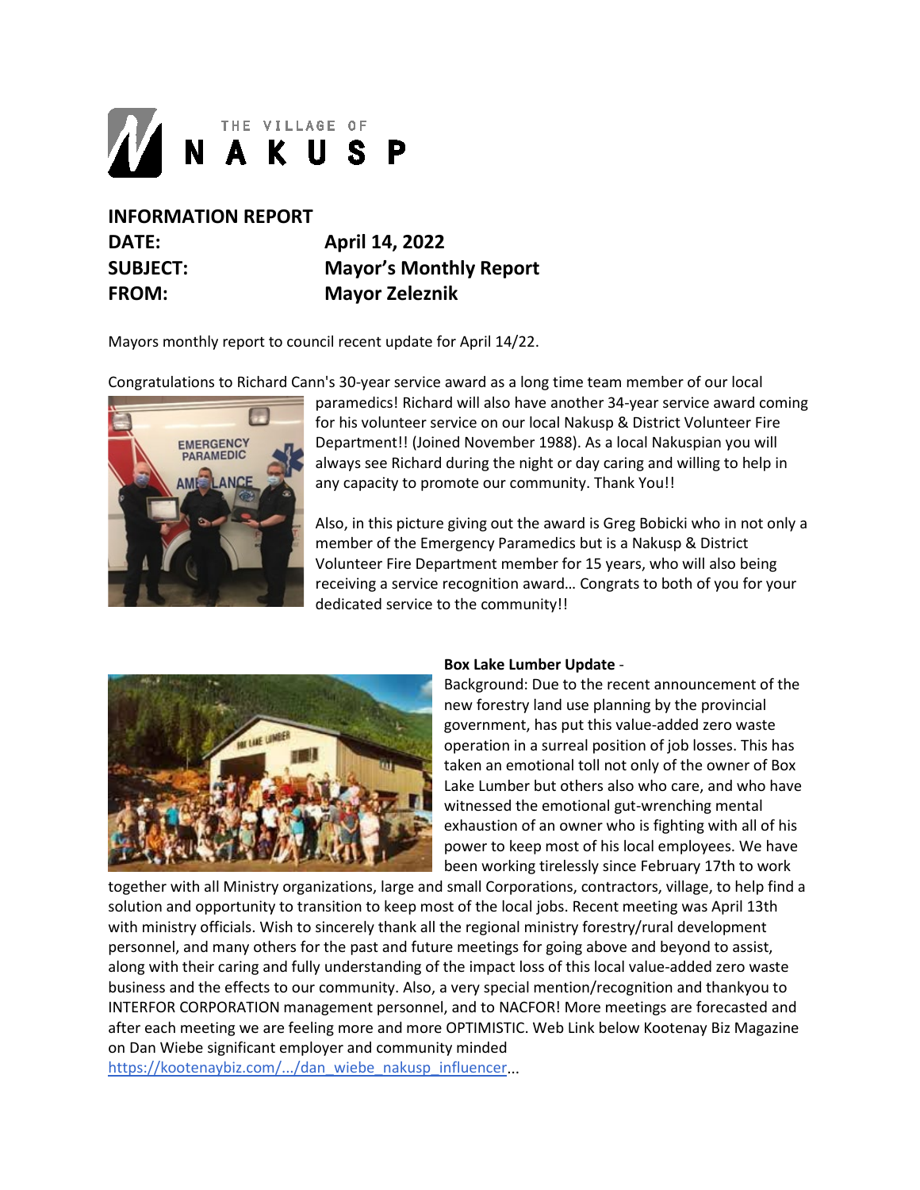THE VILLAGE OF NAKUSP

**INFORMATION REPORT**

**DATE:** April 14, 2022

**SUBJECT:** Mayor's Monthly Report

**FROM:** Mayor Zeleznik

Mayors monthly report to council recent update for April 14/22.

Congratulations to Richard Cann's 30-year service award as a long time team member of our local paramedics! Richard will also have another 34-year service award coming for his volunteer service on our local Nakusp & District Volunteer Fire Department!! (Joined November 1988). As a local Nakuspian you will always see Richard during the night or day caring and willing to help in any capacity to promote our community. Thank You!!

Also, in this picture giving out the award is Greg Bobicki who in not only a member of the Emergency Paramedics but is a Nakusp & District Volunteer Fire Department member for 15 years, who will also being receiving a service recognition award… Congrats to both of you for your dedicated service to the community!!

**Box Lake Lumber Update** -
Background: Due to the recent announcement of the new forestry land use planning by the provincial government, has put this value-added zero waste operation in a surreal position of job losses. This has taken an emotional toll not only of the owner of Box Lake Lumber but others also who care, and who have witnessed the emotional gut-wrenching mental exhaustion of an owner who is fighting with all of his power to keep most of his local employees. We have been working tirelessly since February 17th to work together with all Ministry organizations, large and small Corporations, contractors, village, to help find a solution and opportunity to transition to keep most of the local jobs. Recent meeting was April 13th with ministry officials. Wish to sincerely thank all the regional ministry forestry/rural development personnel, and many others for the past and future meetings for going above and beyond to assist, along with their caring and fully understanding of the impact loss of this local value-added zero waste business and the effects to our community. Also, a very special mention/recognition and thankyou to INTERFOR CORPORATION management personnel, and to NACFOR! More meetings are forecasted and after each meeting we are feeling more and more OPTIMISTIC. Web Link below Kootenay Biz Magazine on Dan Wiebe significant employer and community minded
https://kootenaybiz.com/.../dan_wiebe_nakusp_influencer...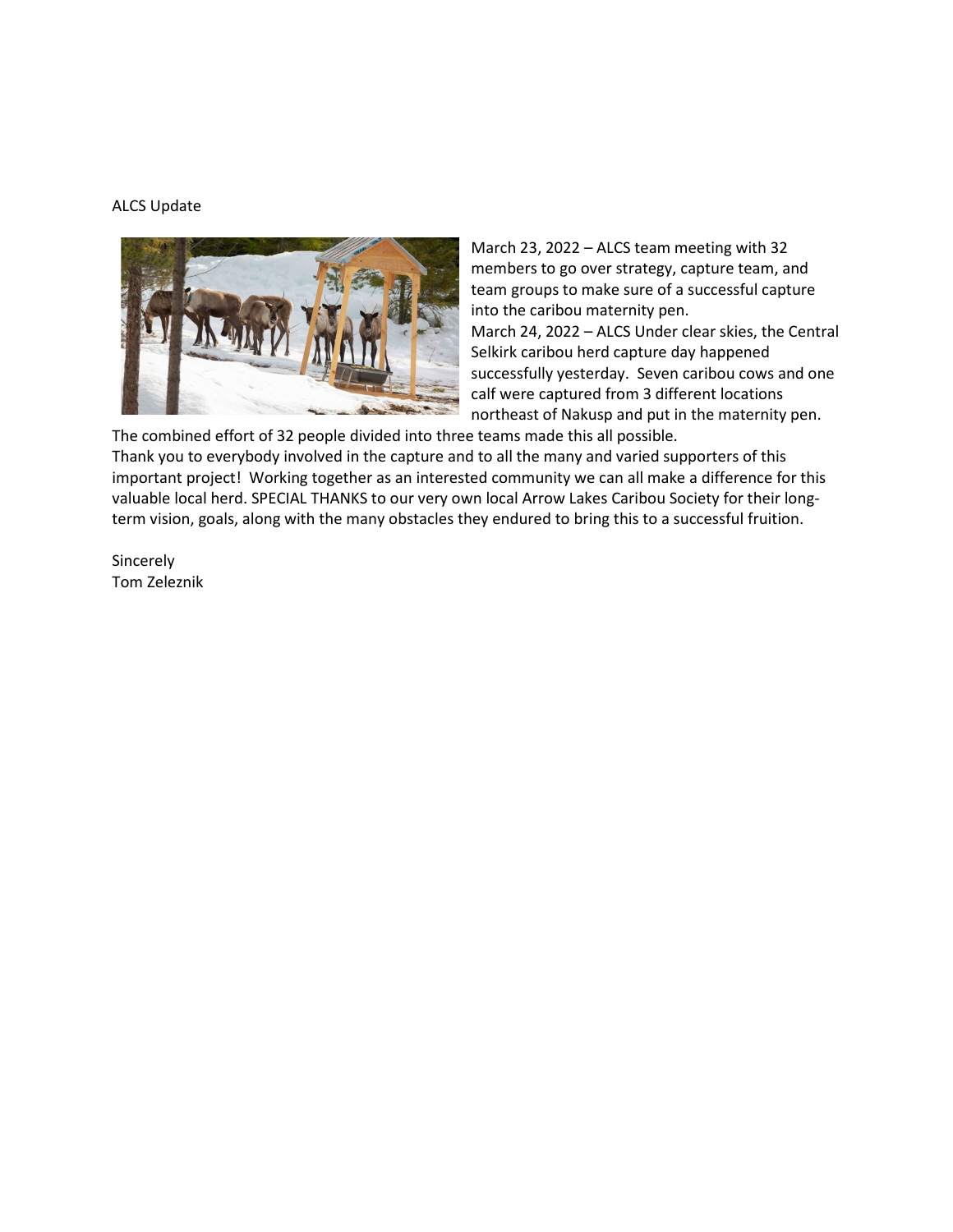ALCS Update

March 23, 2022 – ALCS team meeting with 32 members to go over strategy, capture team, and team groups to make sure of a successful capture into the caribou maternity pen.
March 24, 2022 – ALCS Under clear skies, the Central Selkirk caribou herd capture day happened successfully yesterday. Seven caribou cows and one calf were captured from 3 different locations northeast of Nakusp and put in the maternity pen.
The combined effort of 32 people divided into three teams made this all possible.
Thank you to everybody involved in the capture and to all the many and varied supporters of this important project! Working together as an interested community we can all make a difference for this valuable local herd. SPECIAL THANKS to our very own local Arrow Lakes Caribou Society for their long-term vision, goals, along with the many obstacles they endured to bring this to a successful fruition.

Sincerely
Tom Zeleznik